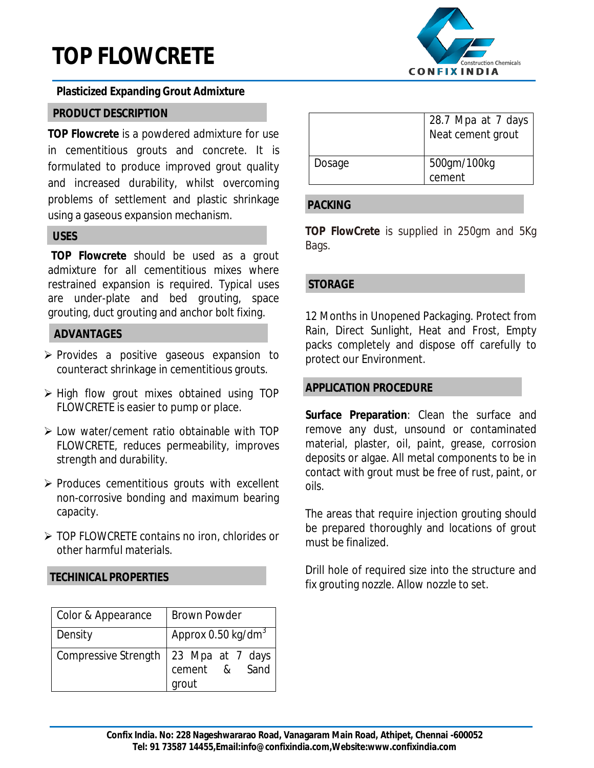# TOP FLOWCRETE

**Plasticized Expanding Grout Admixture**

## PRODUCT DESCRIPTION

**TOP Flowcrete** is a powdered admixture for use in cementitious grouts and concrete. It is formulated to produce improved grout quality and increased durability, whilst overcoming problems of settlement and plastic shrinkage using a gaseous expansion mechanism.

## USES

**TOP Flowcrete** should be used as a grout admixture for all cementitious mixes where restrained expansion is required. Typical uses are under-plate and bed grouting, space grouting, duct grouting and anchor bolt fixing.

## ADVANTAGES

- Provides a positive gaseous expansion to counteract shrinkage in cementitious grouts.
- High flow grout mixes obtained using TOP FLOWCRETE is easier to pump or place.
- Low water/cement ratio obtainable with TOP FLOWCRETE, reduces permeability, improves strength and durability.
- Produces cementitious grouts with excellent non-corrosive bonding and maximum bearing capacity.
- TOP FLOWCRETE contains no iron, chlorides or other harmful materials.

## TECHINICAL PROPERTIES

| | |
|---|---|
| Color & Appearance | Brown Powder |
| Density | Approx 0.50 kg/dm$^3$ |
| Compressive Strength | 23 Mpa at 7 days cement & Sand grout |
| | 28.7 Mpa at 7 days Neat cement grout |
| Dosage | 500gm/100kg cement |

## PACKING

**TOP FlowCrete** is supplied in 250gm and 5Kg Bags.

## STORAGE

12 Months in Unopened Packaging. Protect from Rain, Direct Sunlight, Heat and Frost, Empty packs completely and dispose off carefully to protect our Environment.

## APPLICATION PROCEDURE

**Surface Preparation**: Clean the surface and remove any dust, unsound or contaminated material, plaster, oil, paint, grease, corrosion deposits or algae. All metal components to be in contact with grout must be free of rust, paint, or oils.

The areas that require injection grouting should be prepared thoroughly and locations of grout must be finalized.

Drill hole of required size into the structure and fix grouting nozzle. Allow nozzle to set.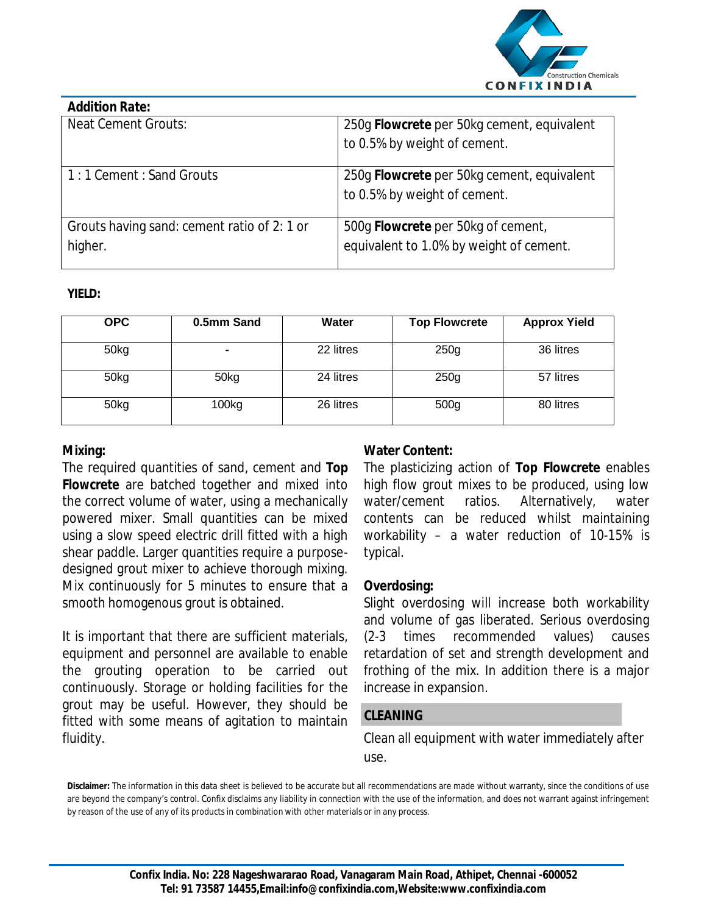**Addition Rate:**

| | |
|---|---|
| Neat Cement Grouts: | 250g **Flowcrete** per 50kg cement, equivalent to 0.5% by weight of cement. |
| 1 : 1 Cement : Sand Grouts | 250g **Flowcrete** per 50kg cement, equivalent to 0.5% by weight of cement. |
| Grouts having sand: cement ratio of 2: 1 or higher. | 500g **Flowcrete** per 50kg of cement, equivalent to 1.0% by weight of cement. |

**YIELD:**

| OPC | 0.5mm Sand | Water | Top Flowcrete | Approx Yield |
|---|---|---|---|---|
| 50kg | - | 22 litres | 250g | 36 litres |
| 50kg | 50kg | 24 litres | 250g | 57 litres |
| 50kg | 100kg | 26 litres | 500g | 80 litres |

**Mixing:**

The required quantities of sand, cement and **Top Flowcrete** are batched together and mixed into the correct volume of water, using a mechanically powered mixer. Small quantities can be mixed using a slow speed electric drill fitted with a high shear paddle. Larger quantities require a purpose-designed grout mixer to achieve thorough mixing. Mix continuously for 5 minutes to ensure that a smooth homogenous grout is obtained.

It is important that there are sufficient materials, equipment and personnel are available to enable the grouting operation to be carried out continuously. Storage or holding facilities for the grout may be useful. However, they should be fitted with some means of agitation to maintain fluidity.

**Water Content:**

The plasticizing action of **Top Flowcrete** enables high flow grout mixes to be produced, using low water/cement ratios. Alternatively, water contents can be reduced whilst maintaining workability – a water reduction of 10-15% is typical.

**Overdosing:**

Slight overdosing will increase both workability and volume of gas liberated. Serious overdosing (2-3 times recommended values) causes retardation of set and strength development and frothing of the mix. In addition there is a major increase in expansion.

**CLEANING**

Clean all equipment with water immediately after use.

**Disclaimer:** The information in this data sheet is believed to be accurate but all recommendations are made without warranty, since the conditions of use are beyond the company's control. Confix disclaims any liability in connection with the use of the information, and does not warrant against infringement by reason of the use of any of its products in combination with other materials or in any process.

**Confix India. No: 228 Nageshwararao Road, Vanagaram Main Road, Athipet, Chennai -600052**
**Tel: 91 73587 14455,Email:info@confixindia.com,Website:www.confixindia.com**